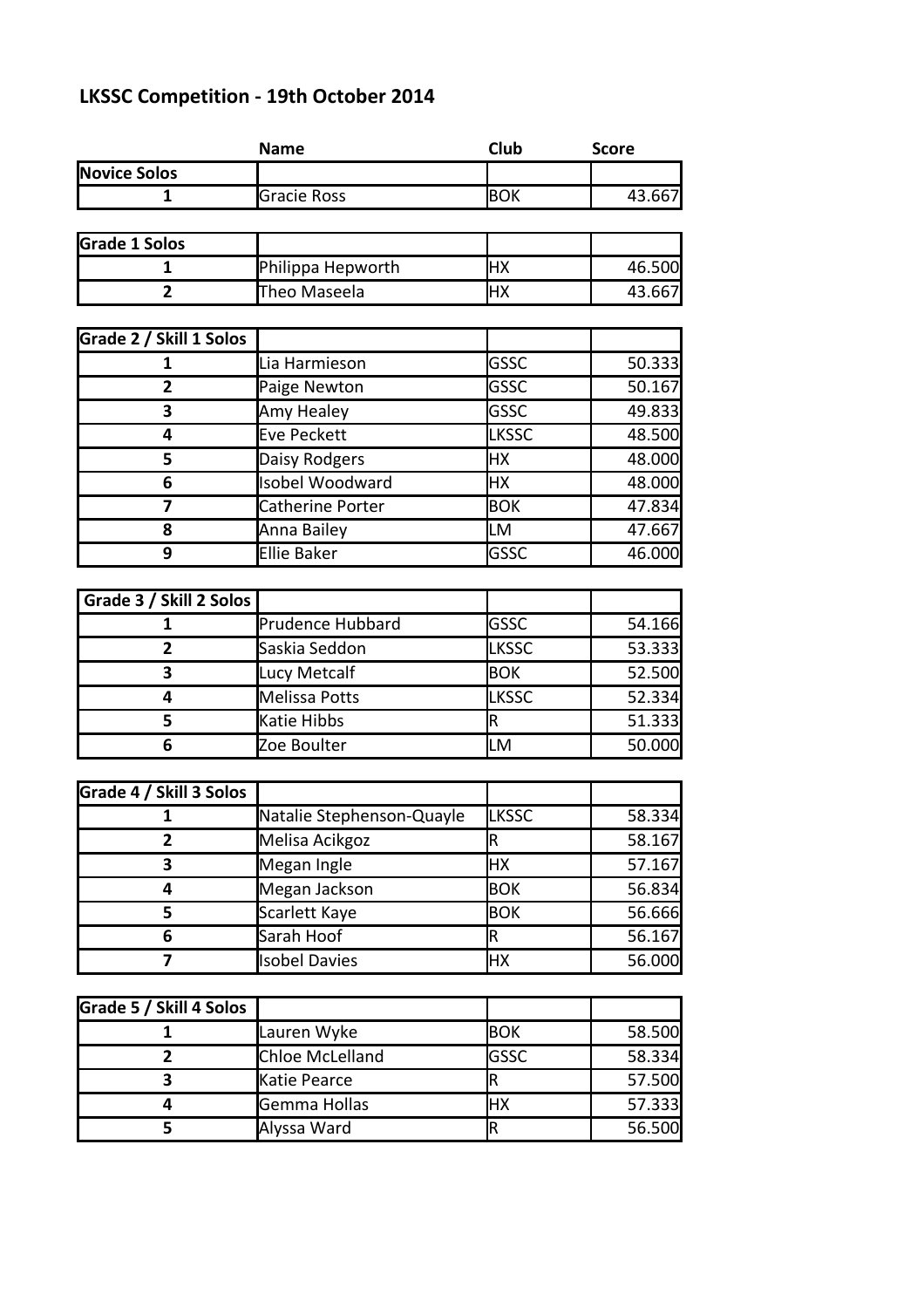# LKSSC Competition - 19th October 2014

| | Name | Club | Score |
|---|---|---|---|
| **Novice Solos** | | | |
| 1 | Gracie Ross | BOK | 43.667 |
| **Grade 1 Solos** | | | |
| 1 | Philippa Hepworth | HX | 46.500 |
| 2 | Theo Maseela | HX | 43.667 |
| **Grade 2 / Skill 1 Solos** | | | |
| 1 | Lia Harmieson | GSSC | 50.333 |
| 2 | Paige Newton | GSSC | 50.167 |
| 3 | Amy Healey | GSSC | 49.833 |
| 4 | Eve Peckett | LKSSC | 48.500 |
| 5 | Daisy Rodgers | HX | 48.000 |
| 6 | Isobel Woodward | HX | 48.000 |
| 7 | Catherine Porter | BOK | 47.834 |
| 8 | Anna Bailey | LM | 47.667 |
| 9 | Ellie Baker | GSSC | 46.000 |
| **Grade 3 / Skill 2 Solos** | | | |
| 1 | Prudence Hubbard | GSSC | 54.166 |
| 2 | Saskia Seddon | LKSSC | 53.333 |
| 3 | Lucy Metcalf | BOK | 52.500 |
| 4 | Melissa Potts | LKSSC | 52.334 |
| 5 | Katie Hibbs | R | 51.333 |
| 6 | Zoe Boulter | LM | 50.000 |
| **Grade 4 / Skill 3 Solos** | | | |
| 1 | Natalie Stephenson-Quayle | LKSSC | 58.334 |
| 2 | Melisa Acikgoz | R | 58.167 |
| 3 | Megan Ingle | HX | 57.167 |
| 4 | Megan Jackson | BOK | 56.834 |
| 5 | Scarlett Kaye | BOK | 56.666 |
| 6 | Sarah Hoof | R | 56.167 |
| 7 | Isobel Davies | HX | 56.000 |
| **Grade 5 / Skill 4 Solos** | | | |
| 1 | Lauren Wyke | BOK | 58.500 |
| 2 | Chloe McLelland | GSSC | 58.334 |
| 3 | Katie Pearce | R | 57.500 |
| 4 | Gemma Hollas | HX | 57.333 |
| 5 | Alyssa Ward | R | 56.500 |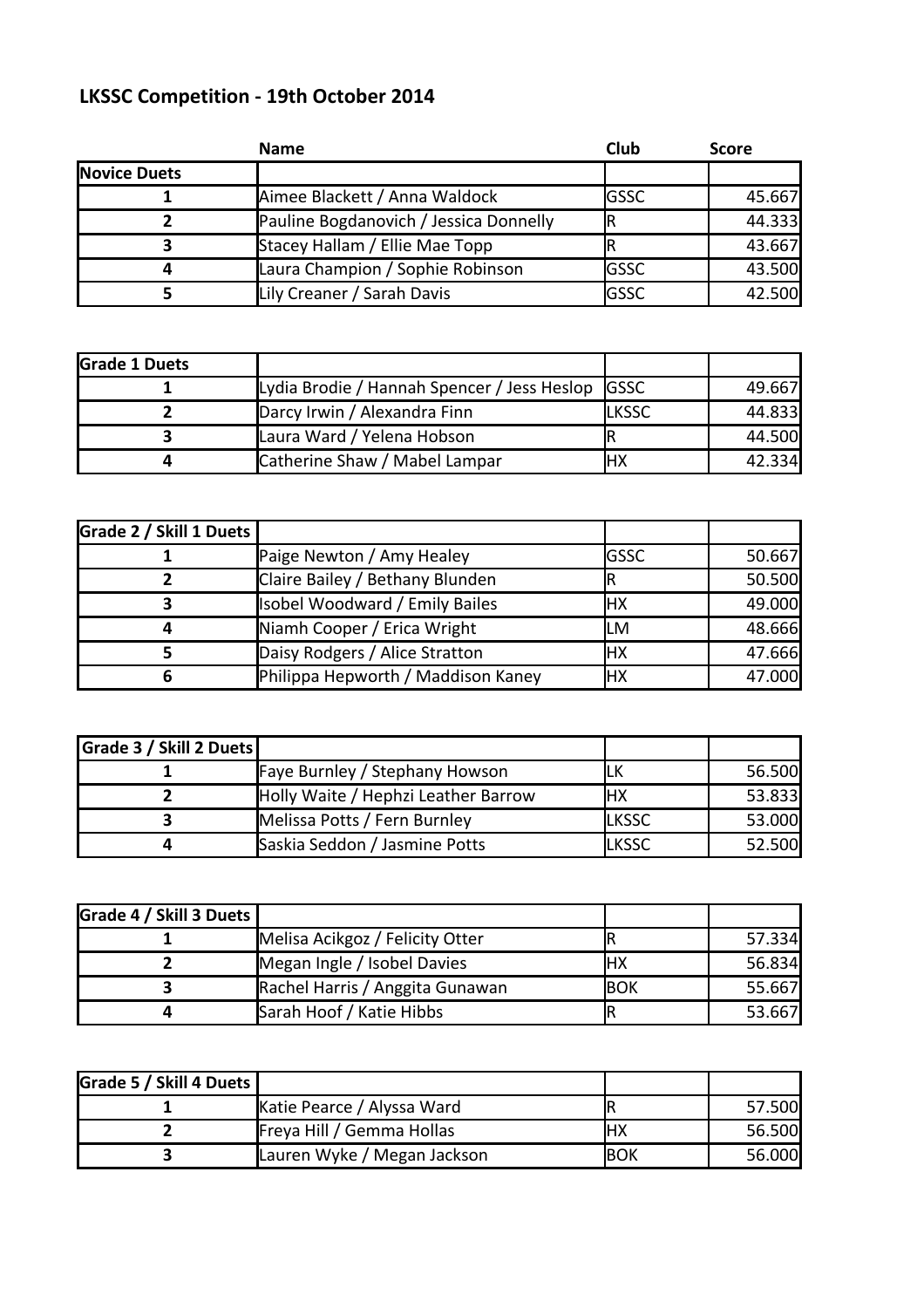# LKSSC Competition - 19th October 2014

| | Name | Club | Score |
|---|---|---|---|
| **Novice Duets** | | | |
| 1 | Aimee Blackett / Anna Waldock | GSSC | 45.667 |
| 2 | Pauline Bogdanovich / Jessica Donnelly | R | 44.333 |
| 3 | Stacey Hallam / Ellie Mae Topp | R | 43.667 |
| 4 | Laura Champion / Sophie Robinson | GSSC | 43.500 |
| 5 | Lily Creaner / Sarah Davis | GSSC | 42.500 |

| **Grade 1 Duets** | | | |
|---|---|---|---|
| 1 | Lydia Brodie / Hannah Spencer / Jess Heslop | GSSC | 49.667 |
| 2 | Darcy Irwin / Alexandra Finn | LKSSC | 44.833 |
| 3 | Laura Ward / Yelena Hobson | R | 44.500 |
| 4 | Catherine Shaw / Mabel Lampar | HX | 42.334 |

| **Grade 2 / Skill 1 Duets** | | | |
|---|---|---|---|
| 1 | Paige Newton / Amy Healey | GSSC | 50.667 |
| 2 | Claire Bailey / Bethany Blunden | R | 50.500 |
| 3 | Isobel Woodward / Emily Bailes | HX | 49.000 |
| 4 | Niamh Cooper / Erica Wright | LM | 48.666 |
| 5 | Daisy Rodgers / Alice Stratton | HX | 47.666 |
| 6 | Philippa Hepworth / Maddison Kaney | HX | 47.000 |

| **Grade 3 / Skill 2 Duets** | | | |
|---|---|---|---|
| 1 | Faye Burnley / Stephany Howson | LK | 56.500 |
| 2 | Holly Waite / Hephzi Leather Barrow | HX | 53.833 |
| 3 | Melissa Potts / Fern Burnley | LKSSC | 53.000 |
| 4 | Saskia Seddon / Jasmine Potts | LKSSC | 52.500 |

| **Grade 4 / Skill 3 Duets** | | | |
|---|---|---|---|
| 1 | Melisa Acikgoz / Felicity Otter | R | 57.334 |
| 2 | Megan Ingle / Isobel Davies | HX | 56.834 |
| 3 | Rachel Harris / Anggita Gunawan | BOK | 55.667 |
| 4 | Sarah Hoof / Katie Hibbs | R | 53.667 |

| **Grade 5 / Skill 4 Duets** | | | |
|---|---|---|---|
| 1 | Katie Pearce / Alyssa Ward | R | 57.500 |
| 2 | Freya Hill / Gemma Hollas | HX | 56.500 |
| 3 | Lauren Wyke / Megan Jackson | BOK | 56.000 |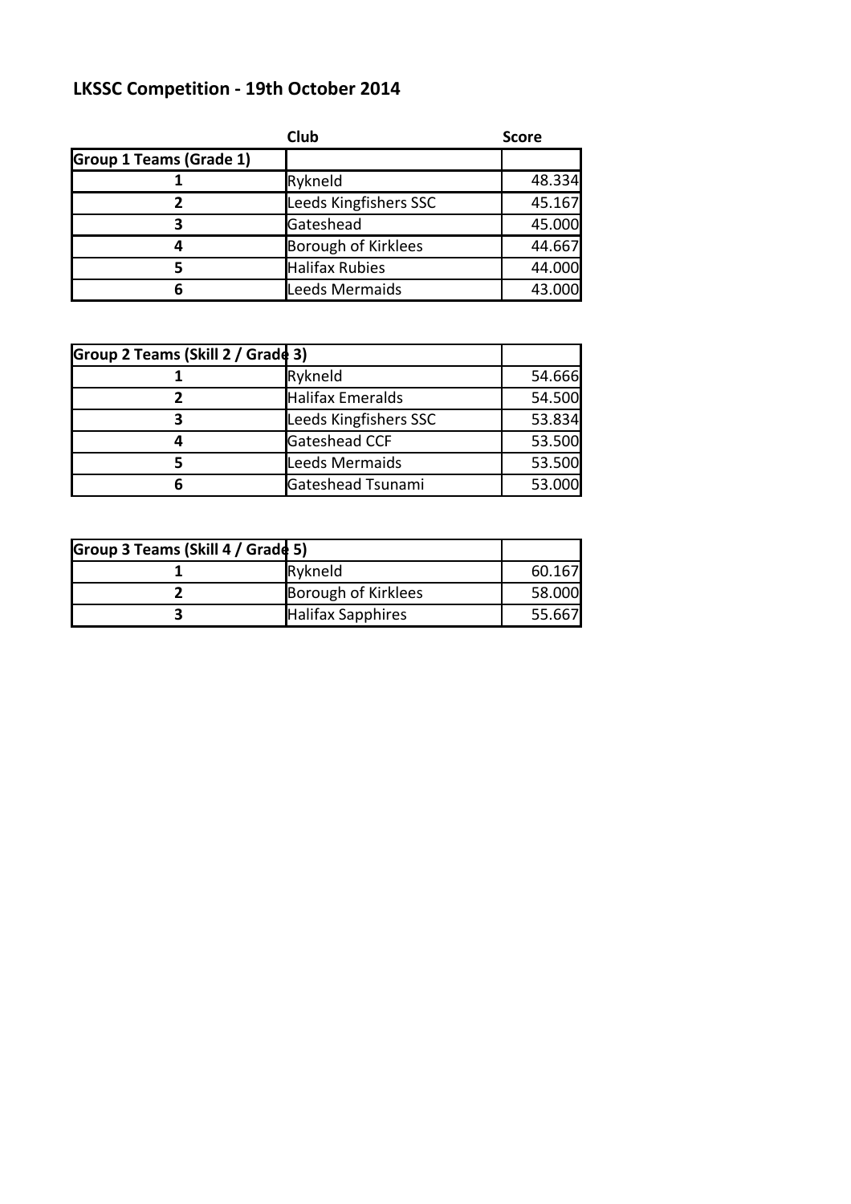# LKSSC Competition - 19th October 2014

| | Club | Score |
|---|---|---|
| **Group 1 Teams (Grade 1)** | | |
| **1** | Rykneld | 48.334 |
| **2** | Leeds Kingfishers SSC | 45.167 |
| **3** | Gateshead | 45.000 |
| **4** | Borough of Kirklees | 44.667 |
| **5** | Halifax Rubies | 44.000 |
| **6** | Leeds Mermaids | 43.000 |

| **Group 2 Teams (Skill 2 / Grade 3)** | | |
|---|---|---|
| **1** | Rykneld | 54.666 |
| **2** | Halifax Emeralds | 54.500 |
| **3** | Leeds Kingfishers SSC | 53.834 |
| **4** | Gateshead CCF | 53.500 |
| **5** | Leeds Mermaids | 53.500 |
| **6** | Gateshead Tsunami | 53.000 |

| **Group 3 Teams (Skill 4 / Grade 5)** | | |
|---|---|---|
| **1** | Rykneld | 60.167 |
| **2** | Borough of Kirklees | 58.000 |
| **3** | Halifax Sapphires | 55.667 |